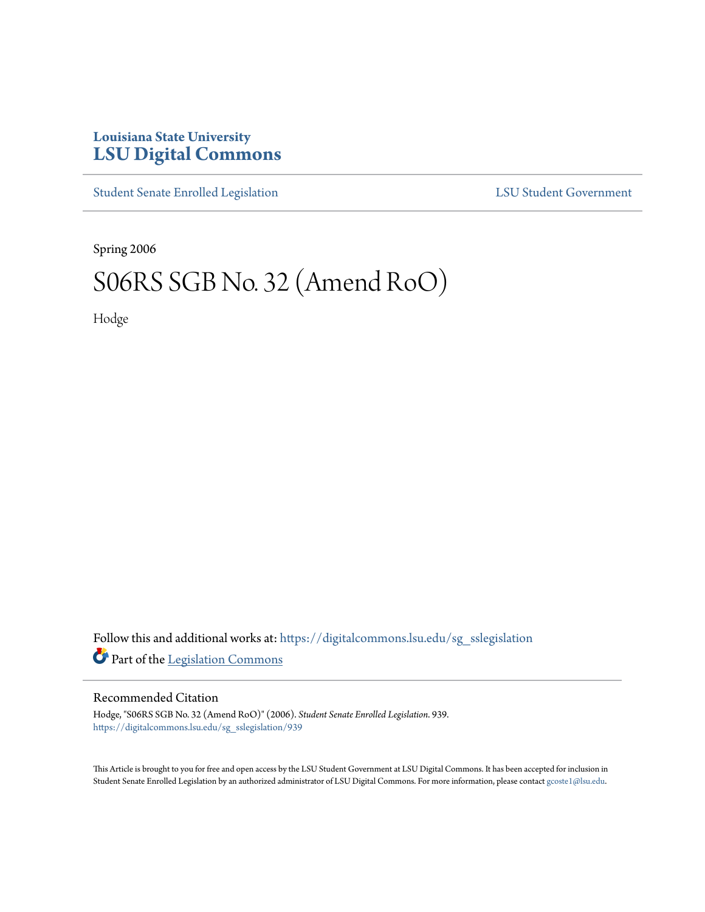Louisiana State University
**LSU Digital Commons**

Student Senate Enrolled Legislation | LSU Student Government

Spring 2006

# S06RS SGB No. 32 (Amend RoO)

Hodge

Follow this and additional works at: https://digitalcommons.lsu.edu/sg_sslegislation

Part of the Legislation Commons

## Recommended Citation

Hodge, "S06RS SGB No. 32 (Amend RoO)" (2006). *Student Senate Enrolled Legislation*. 939.
https://digitalcommons.lsu.edu/sg_sslegislation/939

This Article is brought to you for free and open access by the LSU Student Government at LSU Digital Commons. It has been accepted for inclusion in Student Senate Enrolled Legislation by an authorized administrator of LSU Digital Commons. For more information, please contact gcoste1@lsu.edu.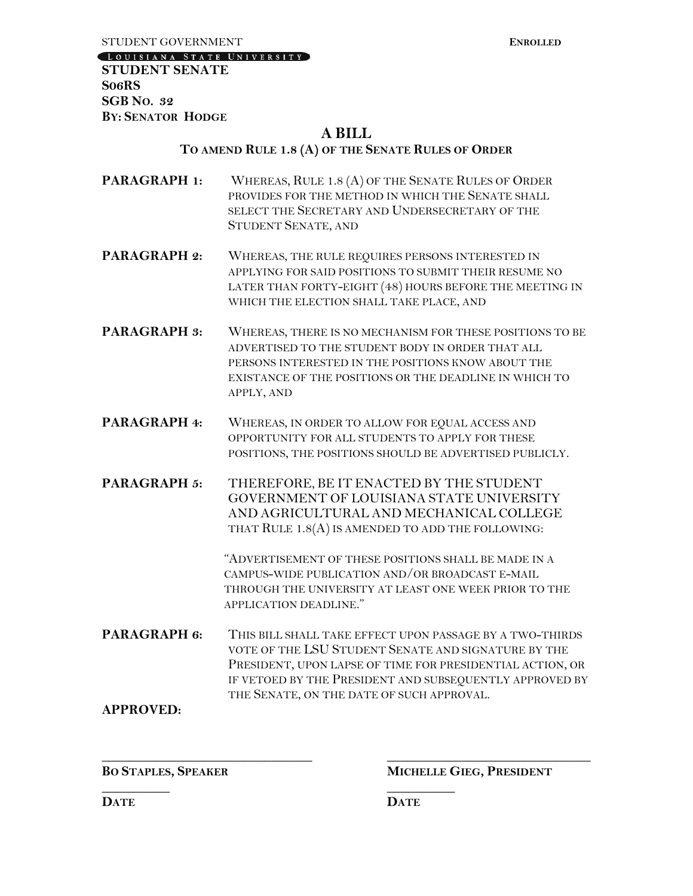STUDENT GOVERNMENT **ENROLLED**

LOUISIANA STATE UNIVERSITY

**STUDENT SENATE**
**S06RS**
**SGB NO. 32**
**BY: SENATOR HODGE**

# A BILL

## TO AMEND RULE 1.8 (A) OF THE SENATE RULES OF ORDER

**PARAGRAPH 1:** WHEREAS, RULE 1.8 (A) OF THE SENATE RULES OF ORDER PROVIDES FOR THE METHOD IN WHICH THE SENATE SHALL SELECT THE SECRETARY AND UNDERSECRETARY OF THE STUDENT SENATE, AND

**PARAGRAPH 2:** WHEREAS, THE RULE REQUIRES PERSONS INTERESTED IN APPLYING FOR SAID POSITIONS TO SUBMIT THEIR RESUME NO LATER THAN FORTY-EIGHT (48) HOURS BEFORE THE MEETING IN WHICH THE ELECTION SHALL TAKE PLACE, AND

**PARAGRAPH 3:** WHEREAS, THERE IS NO MECHANISM FOR THESE POSITIONS TO BE ADVERTISED TO THE STUDENT BODY IN ORDER THAT ALL PERSONS INTERESTED IN THE POSITIONS KNOW ABOUT THE EXISTANCE OF THE POSITIONS OR THE DEADLINE IN WHICH TO APPLY, AND

**PARAGRAPH 4:** WHEREAS, IN ORDER TO ALLOW FOR EQUAL ACCESS AND OPPORTUNITY FOR ALL STUDENTS TO APPLY FOR THESE POSITIONS, THE POSITIONS SHOULD BE ADVERTISED PUBLICLY.

**PARAGRAPH 5:** THEREFORE, BE IT ENACTED BY THE STUDENT GOVERNMENT OF LOUISIANA STATE UNIVERSITY AND AGRICULTURAL AND MECHANICAL COLLEGE THAT RULE 1.8(A) IS AMENDED TO ADD THE FOLLOWING:

"ADVERTISEMENT OF THESE POSITIONS SHALL BE MADE IN A CAMPUS-WIDE PUBLICATION AND/OR BROADCAST E-MAIL THROUGH THE UNIVERSITY AT LEAST ONE WEEK PRIOR TO THE APPLICATION DEADLINE."

**PARAGRAPH 6:** THIS BILL SHALL TAKE EFFECT UPON PASSAGE BY A TWO-THIRDS VOTE OF THE LSU STUDENT SENATE AND SIGNATURE BY THE PRESIDENT, UPON LAPSE OF TIME FOR PRESIDENTIAL ACTION, OR IF VETOED BY THE PRESIDENT AND SUBSEQUENTLY APPROVED BY THE SENATE, ON THE DATE OF SUCH APPROVAL.

**APPROVED:**

______________________________
**BO STAPLES, SPEAKER**

_________
**DATE**

______________________________
**MICHELLE GIEG, PRESIDENT**

_________
**DATE**